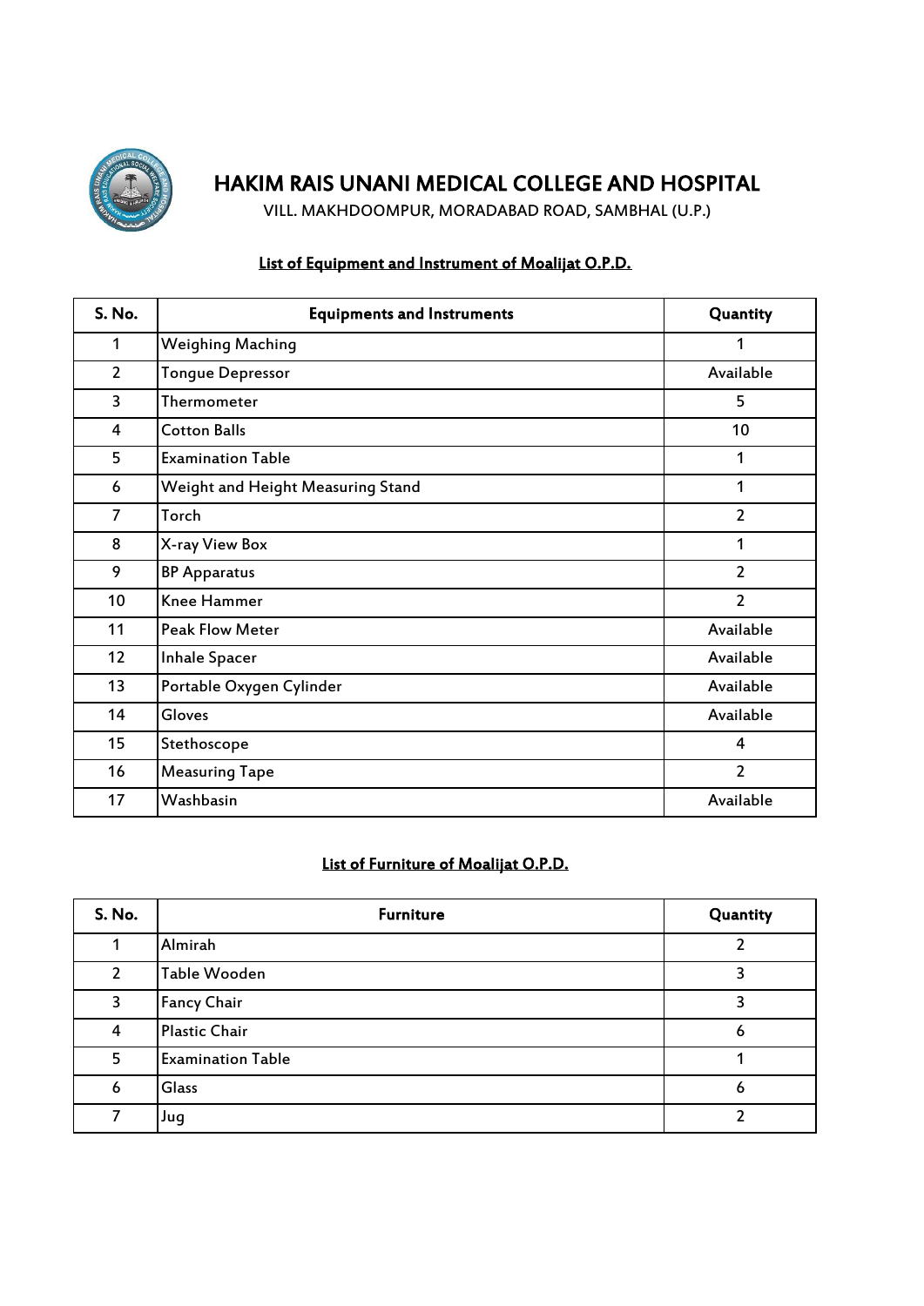# HAKIM RAIS UNANI MEDICAL COLLEGE AND HOSPITAL

VILL. MAKHDOOMPUR, MORADABAD ROAD, SAMBHAL (U.P.)

## List of Equipment and Instrument of Moalijat O.P.D.

| S. No. | Equipments and Instruments | Quantity |
|---|---|---|
| 1 | Weighing Maching | 1 |
| 2 | Tongue Depressor | Available |
| 3 | Thermometer | 5 |
| 4 | Cotton Balls | 10 |
| 5 | Examination Table | 1 |
| 6 | Weight and Height Measuring Stand | 1 |
| 7 | Torch | 2 |
| 8 | X-ray View Box | 1 |
| 9 | BP Apparatus | 2 |
| 10 | Knee Hammer | 2 |
| 11 | Peak Flow Meter | Available |
| 12 | Inhale Spacer | Available |
| 13 | Portable Oxygen Cylinder | Available |
| 14 | Gloves | Available |
| 15 | Stethoscope | 4 |
| 16 | Measuring Tape | 2 |
| 17 | Washbasin | Available |

## List of Furniture of Moalijat O.P.D.

| S. No. | Furniture | Quantity |
|---|---|---|
| 1 | Almirah | 2 |
| 2 | Table Wooden | 3 |
| 3 | Fancy Chair | 3 |
| 4 | Plastic Chair | 6 |
| 5 | Examination Table | 1 |
| 6 | Glass | 6 |
| 7 | Jug | 2 |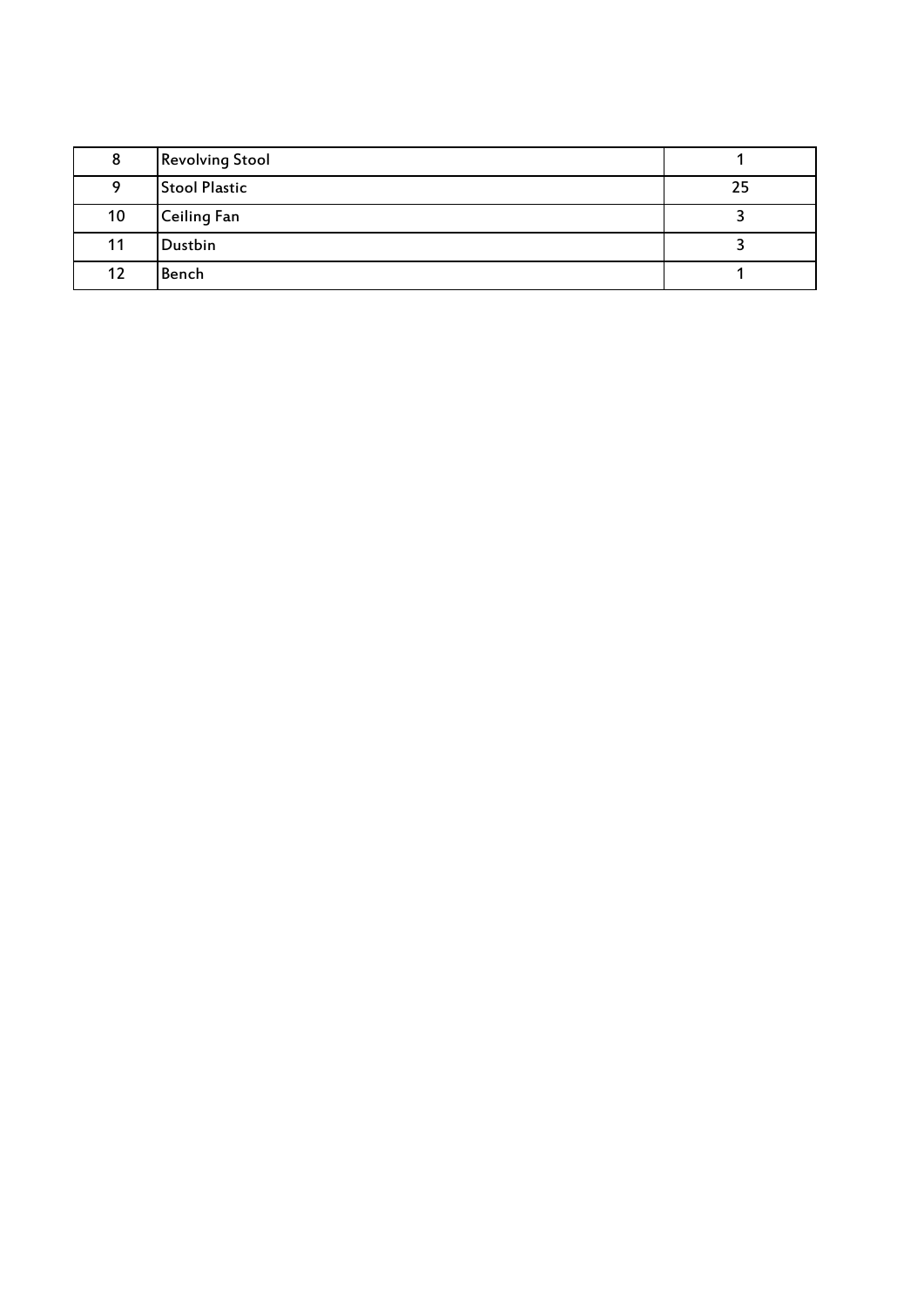| 8 | Revolving Stool | 1 |
|---|---|---|
| 9 | Stool Plastic | 25 |
| 10 | Ceiling Fan | 3 |
| 11 | Dustbin | 3 |
| 12 | Bench | 1 |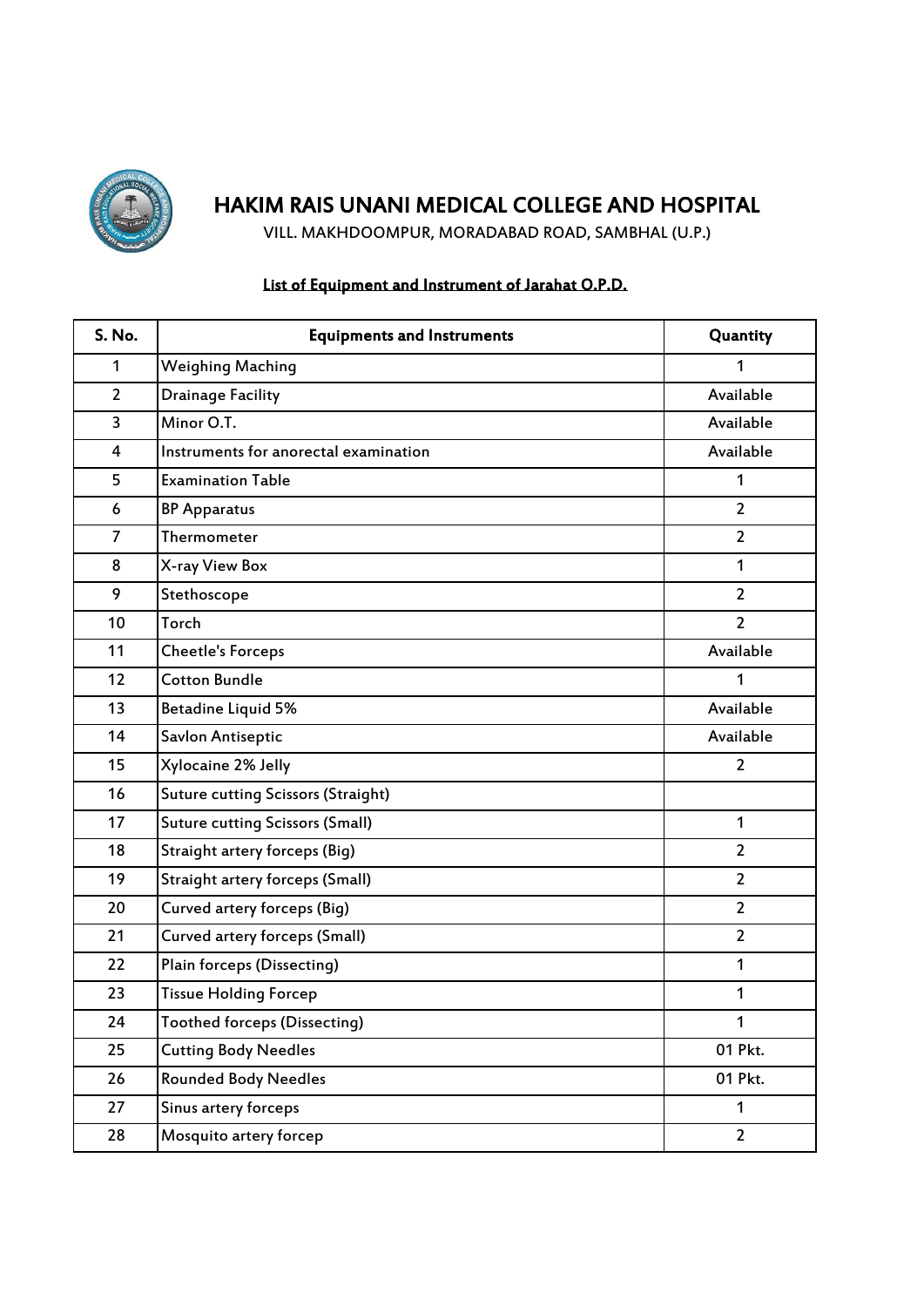# HAKIM RAIS UNANI MEDICAL COLLEGE AND HOSPITAL

VILL. MAKHDOOMPUR, MORADABAD ROAD, SAMBHAL (U.P.)

## List of Equipment and Instrument of Jarahat O.P.D.

| S. No. | Equipments and Instruments | Quantity |
|---|---|---|
| 1 | Weighing Maching | 1 |
| 2 | Drainage Facility | Available |
| 3 | Minor O.T. | Available |
| 4 | Instruments for anorectal examination | Available |
| 5 | Examination Table | 1 |
| 6 | BP Apparatus | 2 |
| 7 | Thermometer | 2 |
| 8 | X-ray View Box | 1 |
| 9 | Stethoscope | 2 |
| 10 | Torch | 2 |
| 11 | Cheetle's Forceps | Available |
| 12 | Cotton Bundle | 1 |
| 13 | Betadine Liquid 5% | Available |
| 14 | Savlon Antiseptic | Available |
| 15 | Xylocaine 2% Jelly | 2 |
| 16 | Suture cutting Scissors (Straight) | |
| 17 | Suture cutting Scissors (Small) | 1 |
| 18 | Straight artery forceps (Big) | 2 |
| 19 | Straight artery forceps (Small) | 2 |
| 20 | Curved artery forceps (Big) | 2 |
| 21 | Curved artery forceps (Small) | 2 |
| 22 | Plain forceps (Dissecting) | 1 |
| 23 | Tissue Holding Forcep | 1 |
| 24 | Toothed forceps (Dissecting) | 1 |
| 25 | Cutting Body Needles | 01 Pkt. |
| 26 | Rounded Body Needles | 01 Pkt. |
| 27 | Sinus artery forceps | 1 |
| 28 | Mosquito artery forcep | 2 |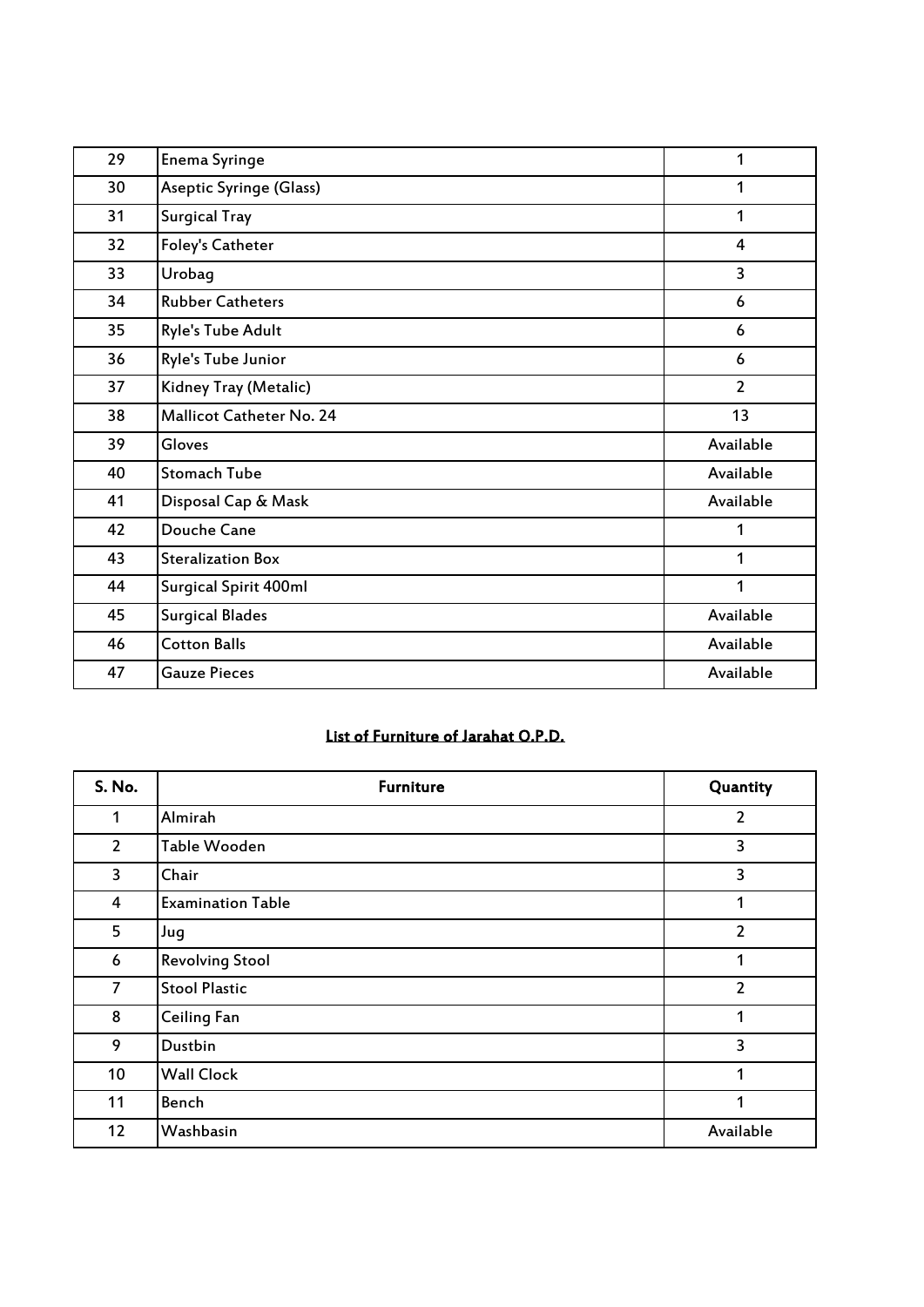| | | |
|---|---|---|
| 29 | Enema Syringe | 1 |
| 30 | Aseptic Syringe (Glass) | 1 |
| 31 | Surgical Tray | 1 |
| 32 | Foley's Catheter | 4 |
| 33 | Urobag | 3 |
| 34 | Rubber Catheters | 6 |
| 35 | Ryle's Tube Adult | 6 |
| 36 | Ryle's Tube Junior | 6 |
| 37 | Kidney Tray (Metalic) | 2 |
| 38 | Mallicot Catheter No. 24 | 13 |
| 39 | Gloves | Available |
| 40 | Stomach Tube | Available |
| 41 | Disposal Cap & Mask | Available |
| 42 | Douche Cane | 1 |
| 43 | Steralization Box | 1 |
| 44 | Surgical Spirit 400ml | 1 |
| 45 | Surgical Blades | Available |
| 46 | Cotton Balls | Available |
| 47 | Gauze Pieces | Available |

## List of Furniture of Jarahat O.P.D.

| S. No. | Furniture | Quantity |
|---|---|---|
| 1 | Almirah | 2 |
| 2 | Table Wooden | 3 |
| 3 | Chair | 3 |
| 4 | Examination Table | 1 |
| 5 | Jug | 2 |
| 6 | Revolving Stool | 1 |
| 7 | Stool Plastic | 2 |
| 8 | Ceiling Fan | 1 |
| 9 | Dustbin | 3 |
| 10 | Wall Clock | 1 |
| 11 | Bench | 1 |
| 12 | Washbasin | Available |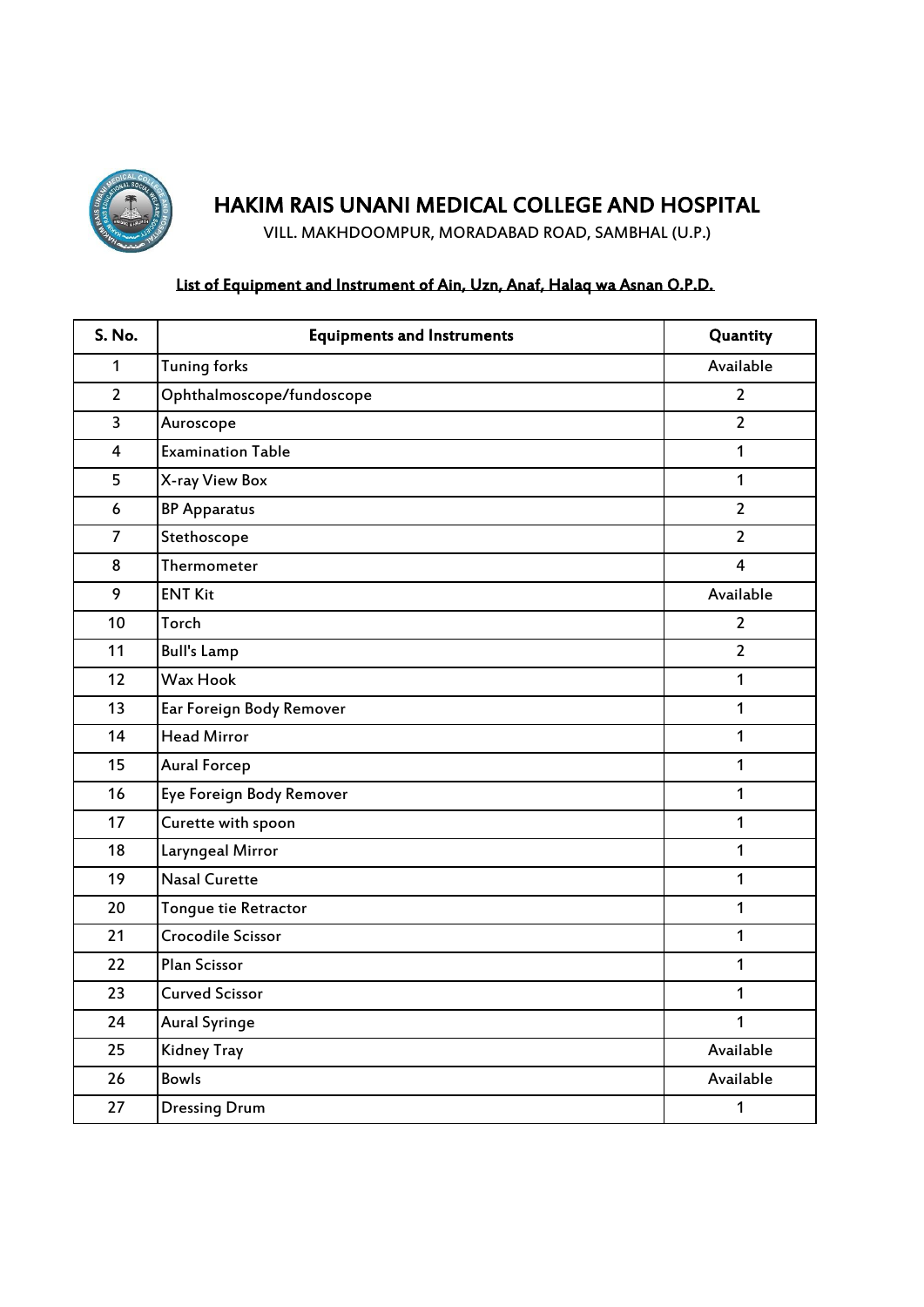# HAKIM RAIS UNANI MEDICAL COLLEGE AND HOSPITAL

VILL. MAKHDOOMPUR, MORADABAD ROAD, SAMBHAL (U.P.)

**List of Equipment and Instrument of Ain, Uzn, Anaf, Halaq wa Asnan O.P.D.**

| S. No. | Equipments and Instruments | Quantity |
|---|---|---|
| 1 | Tuning forks | Available |
| 2 | Ophthalmoscope/fundoscope | 2 |
| 3 | Auroscope | 2 |
| 4 | Examination Table | 1 |
| 5 | X-ray View Box | 1 |
| 6 | BP Apparatus | 2 |
| 7 | Stethoscope | 2 |
| 8 | Thermometer | 4 |
| 9 | ENT Kit | Available |
| 10 | Torch | 2 |
| 11 | Bull's Lamp | 2 |
| 12 | Wax Hook | 1 |
| 13 | Ear Foreign Body Remover | 1 |
| 14 | Head Mirror | 1 |
| 15 | Aural Forcep | 1 |
| 16 | Eye Foreign Body Remover | 1 |
| 17 | Curette with spoon | 1 |
| 18 | Laryngeal Mirror | 1 |
| 19 | Nasal Curette | 1 |
| 20 | Tongue tie Retractor | 1 |
| 21 | Crocodile Scissor | 1 |
| 22 | Plan Scissor | 1 |
| 23 | Curved Scissor | 1 |
| 24 | Aural Syringe | 1 |
| 25 | Kidney Tray | Available |
| 26 | Bowls | Available |
| 27 | Dressing Drum | 1 |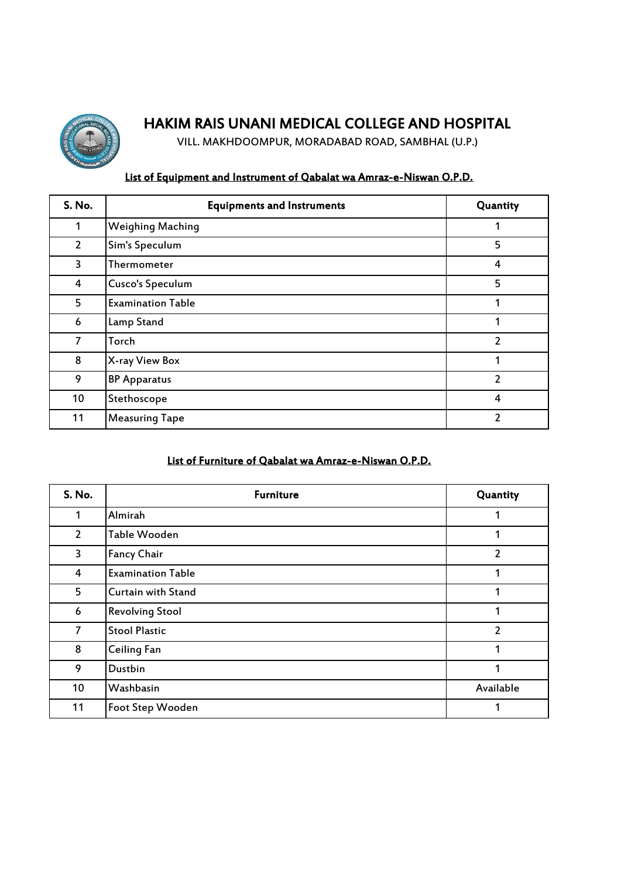# HAKIM RAIS UNANI MEDICAL COLLEGE AND HOSPITAL

VILL. MAKHDOOMPUR, MORADABAD ROAD, SAMBHAL (U.P.)

## List of Equipment and Instrument of Qabalat wa Amraz-e-Niswan O.P.D.

| S. No. | Equipments and Instruments | Quantity |
|---|---|---|
| 1 | Weighing Maching | 1 |
| 2 | Sim's Speculum | 5 |
| 3 | Thermometer | 4 |
| 4 | Cusco's Speculum | 5 |
| 5 | Examination Table | 1 |
| 6 | Lamp Stand | 1 |
| 7 | Torch | 2 |
| 8 | X-ray View Box | 1 |
| 9 | BP Apparatus | 2 |
| 10 | Stethoscope | 4 |
| 11 | Measuring Tape | 2 |

## List of Furniture of Qabalat wa Amraz-e-Niswan O.P.D.

| S. No. | Furniture | Quantity |
|---|---|---|
| 1 | Almirah | 1 |
| 2 | Table Wooden | 1 |
| 3 | Fancy Chair | 2 |
| 4 | Examination Table | 1 |
| 5 | Curtain with Stand | 1 |
| 6 | Revolving Stool | 1 |
| 7 | Stool Plastic | 2 |
| 8 | Ceiling Fan | 1 |
| 9 | Dustbin | 1 |
| 10 | Washbasin | Available |
| 11 | Foot Step Wooden | 1 |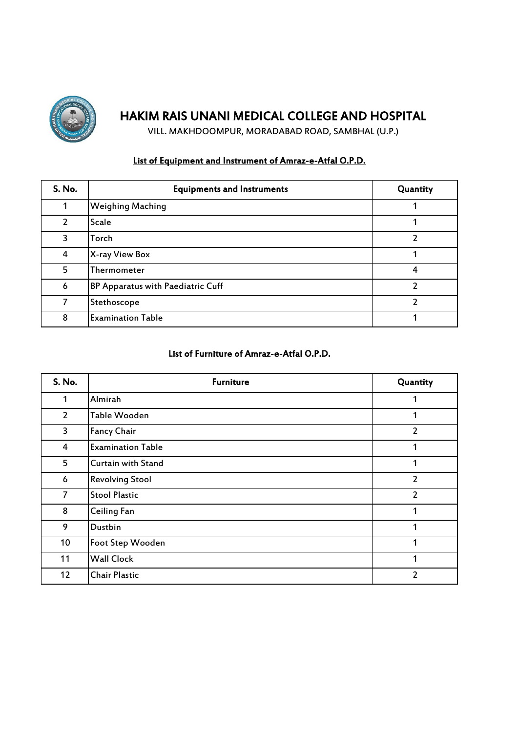# HAKIM RAIS UNANI MEDICAL COLLEGE AND HOSPITAL

VILL. MAKHDOOMPUR, MORADABAD ROAD, SAMBHAL (U.P.)

## List of Equipment and Instrument of Amraz-e-Atfal O.P.D.

| S. No. | Equipments and Instruments | Quantity |
|---|---|---|
| 1 | Weighing Maching | 1 |
| 2 | Scale | 1 |
| 3 | Torch | 2 |
| 4 | X-ray View Box | 1 |
| 5 | Thermometer | 4 |
| 6 | BP Apparatus with Paediatric Cuff | 2 |
| 7 | Stethoscope | 2 |
| 8 | Examination Table | 1 |

## List of Furniture of Amraz-e-Atfal O.P.D.

| S. No. | Furniture | Quantity |
|---|---|---|
| 1 | Almirah | 1 |
| 2 | Table Wooden | 1 |
| 3 | Fancy Chair | 2 |
| 4 | Examination Table | 1 |
| 5 | Curtain with Stand | 1 |
| 6 | Revolving Stool | 2 |
| 7 | Stool Plastic | 2 |
| 8 | Ceiling Fan | 1 |
| 9 | Dustbin | 1 |
| 10 | Foot Step Wooden | 1 |
| 11 | Wall Clock | 1 |
| 12 | Chair Plastic | 2 |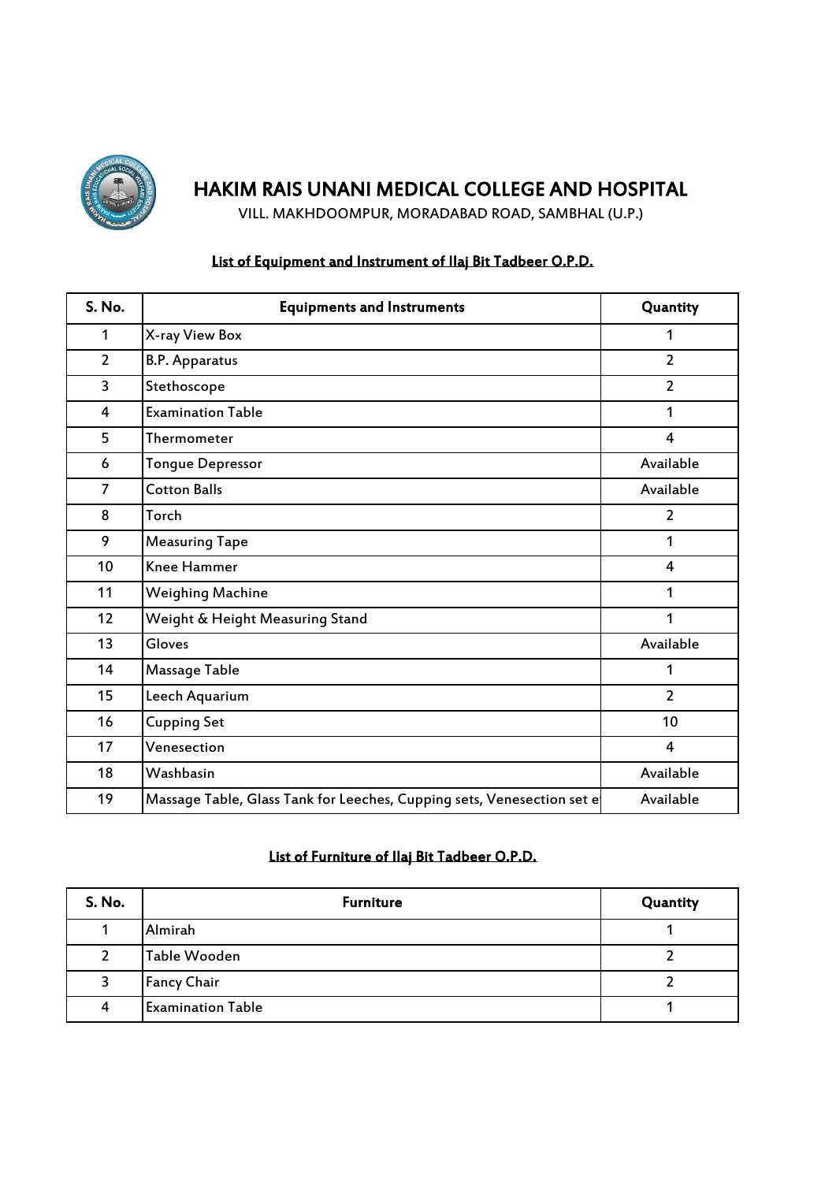# HAKIM RAIS UNANI MEDICAL COLLEGE AND HOSPITAL

VILL. MAKHDOOMPUR, MORADABAD ROAD, SAMBHAL (U.P.)

## List of Equipment and Instrument of Ilaj Bit Tadbeer O.P.D.

| S. No. | Equipments and Instruments | Quantity |
|---|---|---|
| 1 | X-ray View Box | 1 |
| 2 | B.P. Apparatus | 2 |
| 3 | Stethoscope | 2 |
| 4 | Examination Table | 1 |
| 5 | Thermometer | 4 |
| 6 | Tongue Depressor | Available |
| 7 | Cotton Balls | Available |
| 8 | Torch | 2 |
| 9 | Measuring Tape | 1 |
| 10 | Knee Hammer | 4 |
| 11 | Weighing Machine | 1 |
| 12 | Weight & Height Measuring Stand | 1 |
| 13 | Gloves | Available |
| 14 | Massage Table | 1 |
| 15 | Leech Aquarium | 2 |
| 16 | Cupping Set | 10 |
| 17 | Venesection | 4 |
| 18 | Washbasin | Available |
| 19 | Massage Table, Glass Tank for Leeches, Cupping sets, Venesection set e | Available |

## List of Furniture of Ilaj Bit Tadbeer O.P.D.

| S. No. | Furniture | Quantity |
|---|---|---|
| 1 | Almirah | 1 |
| 2 | Table Wooden | 2 |
| 3 | Fancy Chair | 2 |
| 4 | Examination Table | 1 |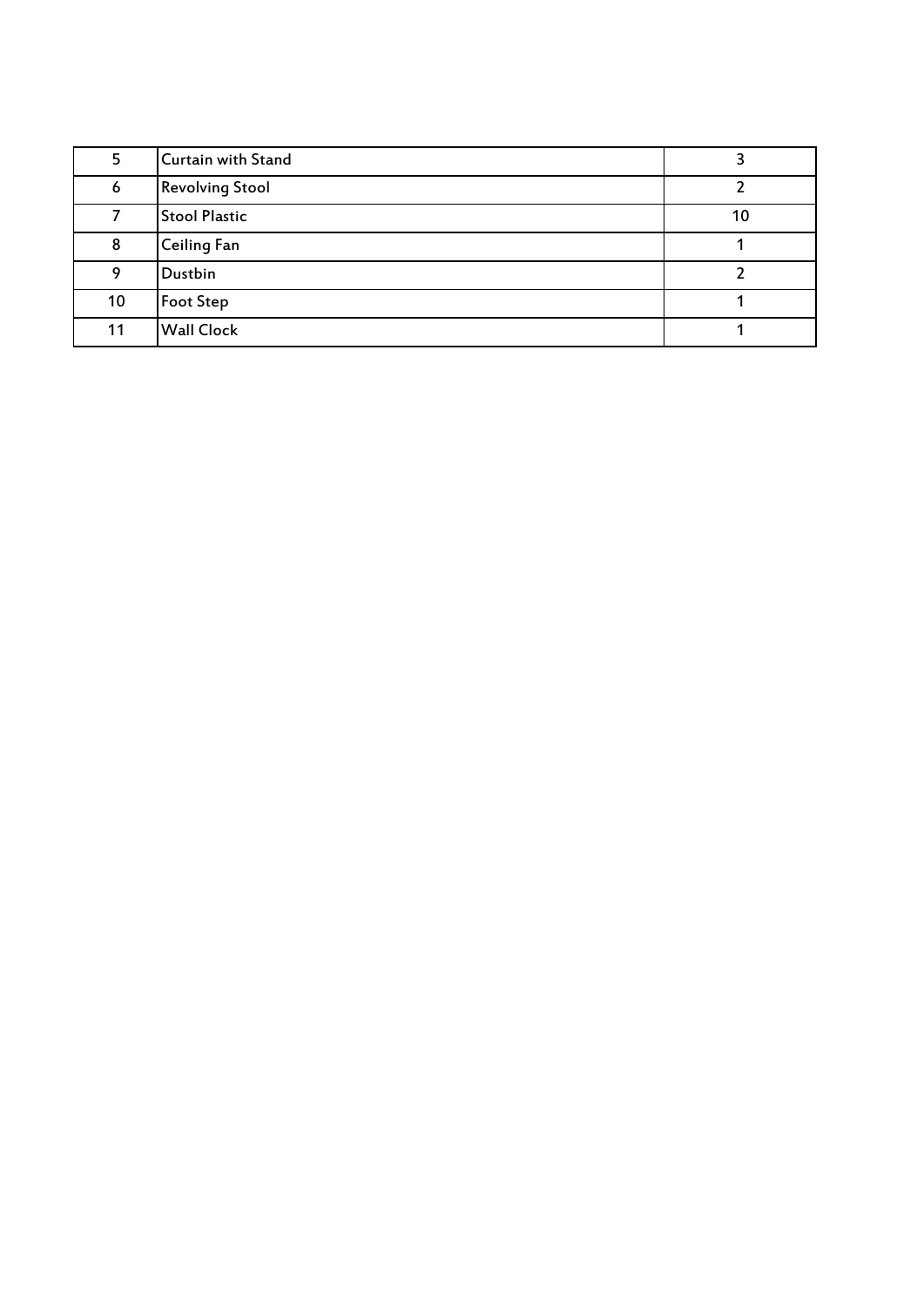| | | |
|---|---|---|
| 5 | Curtain with Stand | 3 |
| 6 | Revolving Stool | 2 |
| 7 | Stool Plastic | 10 |
| 8 | Ceiling Fan | 1 |
| 9 | Dustbin | 2 |
| 10 | Foot Step | 1 |
| 11 | Wall Clock | 1 |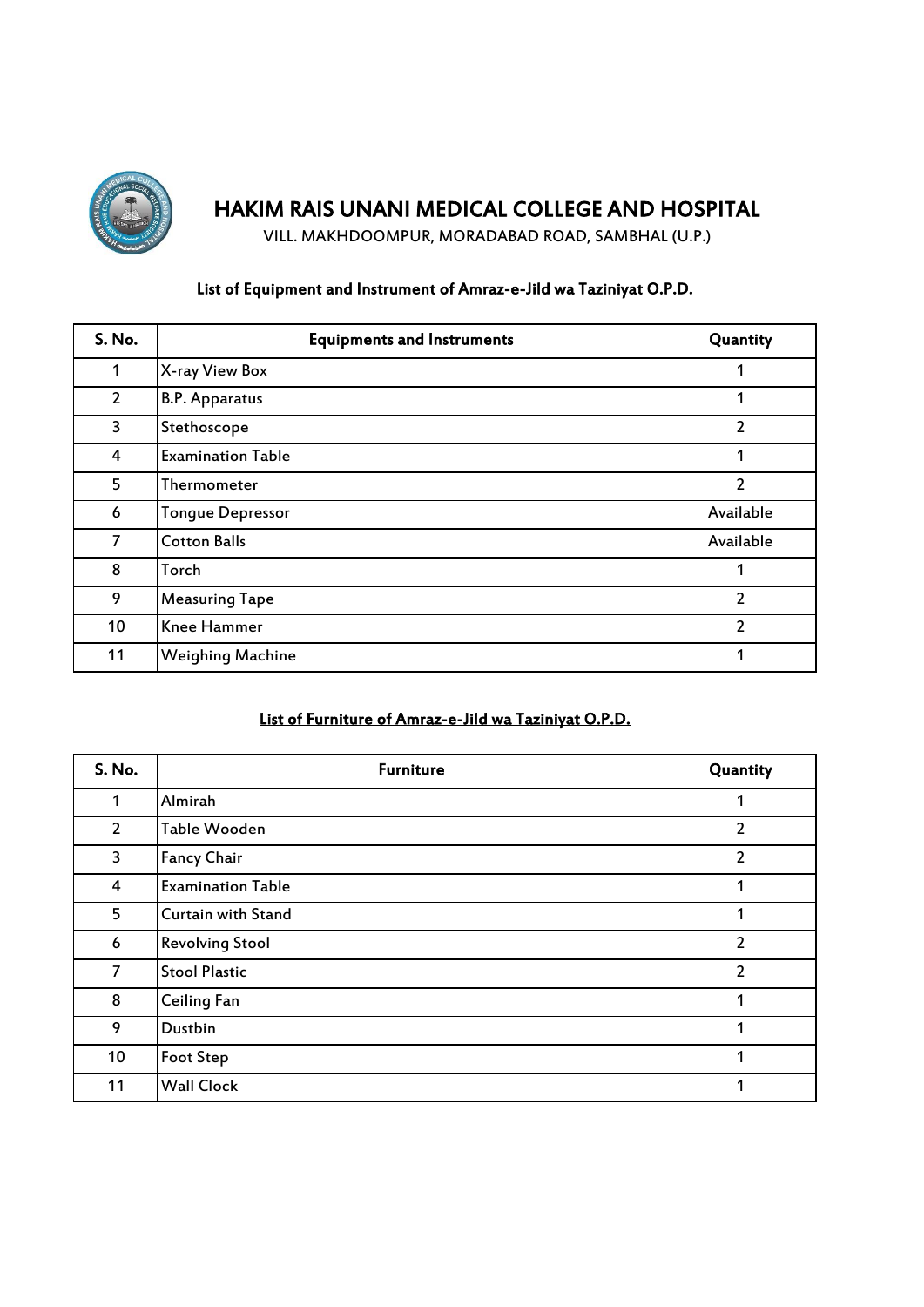# HAKIM RAIS UNANI MEDICAL COLLEGE AND HOSPITAL

VILL. MAKHDOOMPUR, MORADABAD ROAD, SAMBHAL (U.P.)

## List of Equipment and Instrument of Amraz-e-Jild wa Taziniyat O.P.D.

| S. No. | Equipments and Instruments | Quantity |
|---|---|---|
| 1 | X-ray View Box | 1 |
| 2 | B.P. Apparatus | 1 |
| 3 | Stethoscope | 2 |
| 4 | Examination Table | 1 |
| 5 | Thermometer | 2 |
| 6 | Tongue Depressor | Available |
| 7 | Cotton Balls | Available |
| 8 | Torch | 1 |
| 9 | Measuring Tape | 2 |
| 10 | Knee Hammer | 2 |
| 11 | Weighing Machine | 1 |

## List of Furniture of Amraz-e-Jild wa Taziniyat O.P.D.

| S. No. | Furniture | Quantity |
|---|---|---|
| 1 | Almirah | 1 |
| 2 | Table Wooden | 2 |
| 3 | Fancy Chair | 2 |
| 4 | Examination Table | 1 |
| 5 | Curtain with Stand | 1 |
| 6 | Revolving Stool | 2 |
| 7 | Stool Plastic | 2 |
| 8 | Ceiling Fan | 1 |
| 9 | Dustbin | 1 |
| 10 | Foot Step | 1 |
| 11 | Wall Clock | 1 |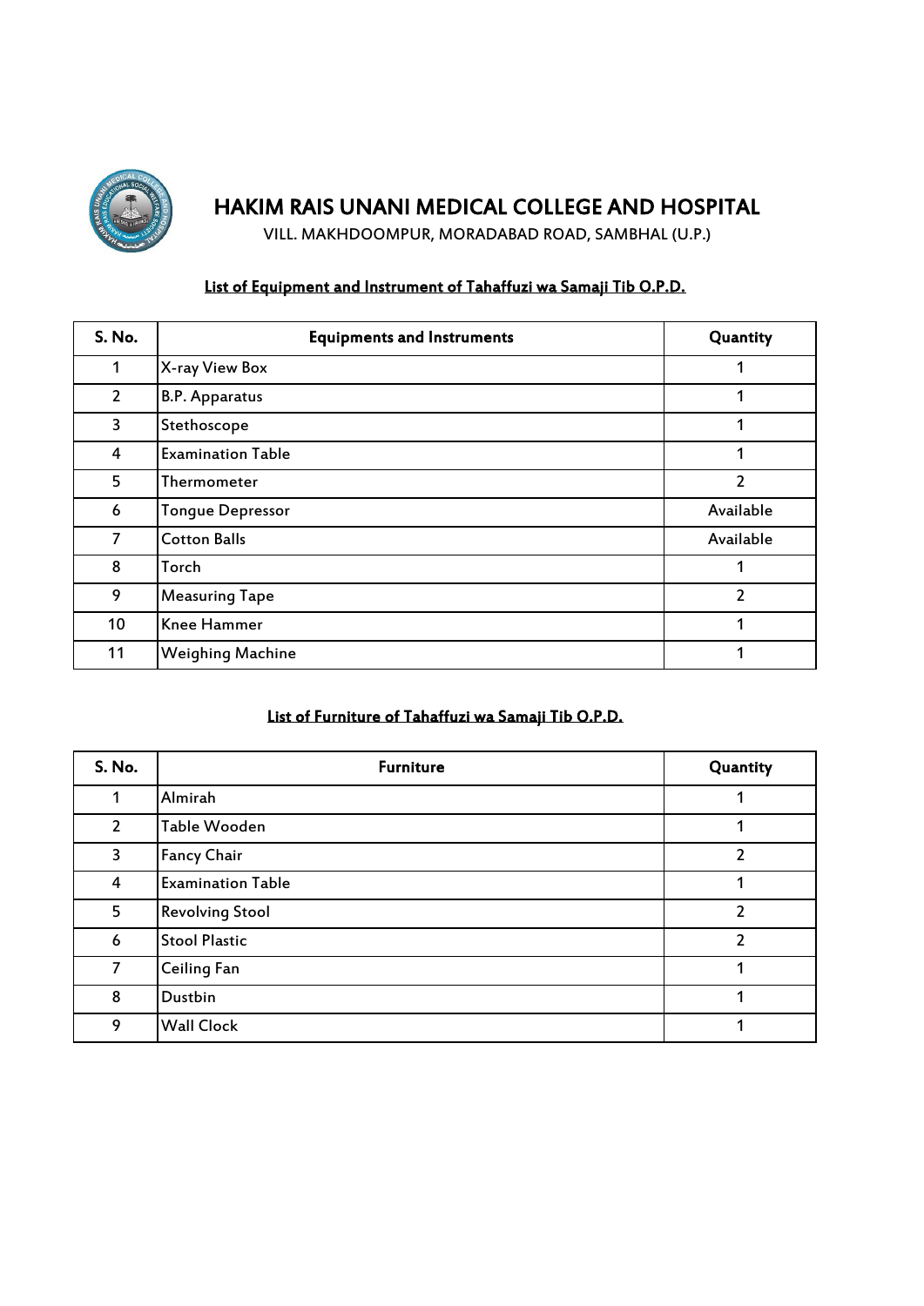# HAKIM RAIS UNANI MEDICAL COLLEGE AND HOSPITAL

VILL. MAKHDOOMPUR, MORADABAD ROAD, SAMBHAL (U.P.)

## List of Equipment and Instrument of Tahaffuzi wa Samaji Tib O.P.D.

| S. No. | Equipments and Instruments | Quantity |
|---|---|---|
| 1 | X-ray View Box | 1 |
| 2 | B.P. Apparatus | 1 |
| 3 | Stethoscope | 1 |
| 4 | Examination Table | 1 |
| 5 | Thermometer | 2 |
| 6 | Tongue Depressor | Available |
| 7 | Cotton Balls | Available |
| 8 | Torch | 1 |
| 9 | Measuring Tape | 2 |
| 10 | Knee Hammer | 1 |
| 11 | Weighing Machine | 1 |

## List of Furniture of Tahaffuzi wa Samaji Tib O.P.D.

| S. No. | Furniture | Quantity |
|---|---|---|
| 1 | Almirah | 1 |
| 2 | Table Wooden | 1 |
| 3 | Fancy Chair | 2 |
| 4 | Examination Table | 1 |
| 5 | Revolving Stool | 2 |
| 6 | Stool Plastic | 2 |
| 7 | Ceiling Fan | 1 |
| 8 | Dustbin | 1 |
| 9 | Wall Clock | 1 |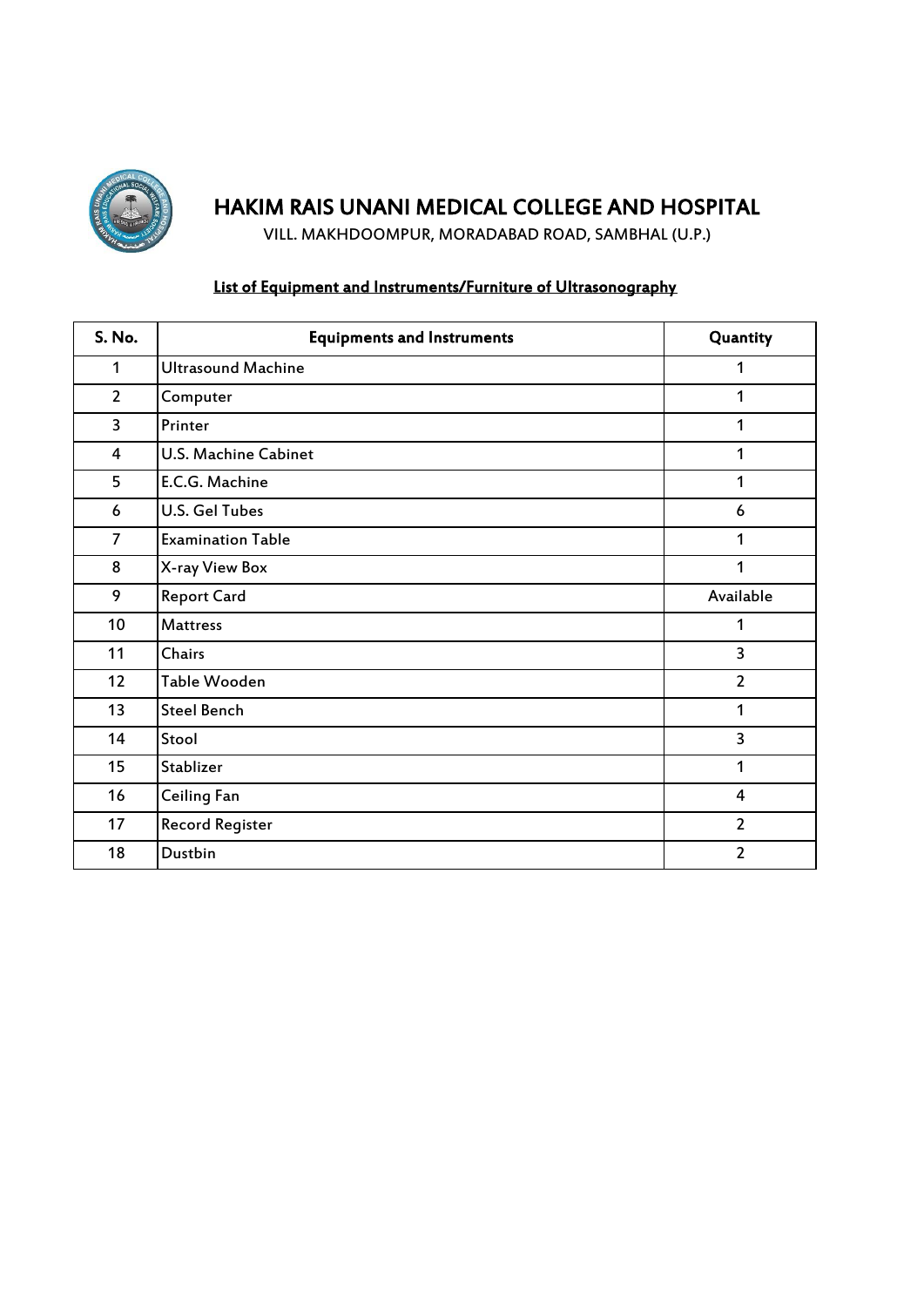# HAKIM RAIS UNANI MEDICAL COLLEGE AND HOSPITAL

VILL. MAKHDOOMPUR, MORADABAD ROAD, SAMBHAL (U.P.)

**List of Equipment and Instruments/Furniture of Ultrasonography**

| S. No. | Equipments and Instruments | Quantity |
|---|---|---|
| 1 | Ultrasound Machine | 1 |
| 2 | Computer | 1 |
| 3 | Printer | 1 |
| 4 | U.S. Machine Cabinet | 1 |
| 5 | E.C.G. Machine | 1 |
| 6 | U.S. Gel Tubes | 6 |
| 7 | Examination Table | 1 |
| 8 | X-ray View Box | 1 |
| 9 | Report Card | Available |
| 10 | Mattress | 1 |
| 11 | Chairs | 3 |
| 12 | Table Wooden | 2 |
| 13 | Steel Bench | 1 |
| 14 | Stool | 3 |
| 15 | Stablizer | 1 |
| 16 | Ceiling Fan | 4 |
| 17 | Record Register | 2 |
| 18 | Dustbin | 2 |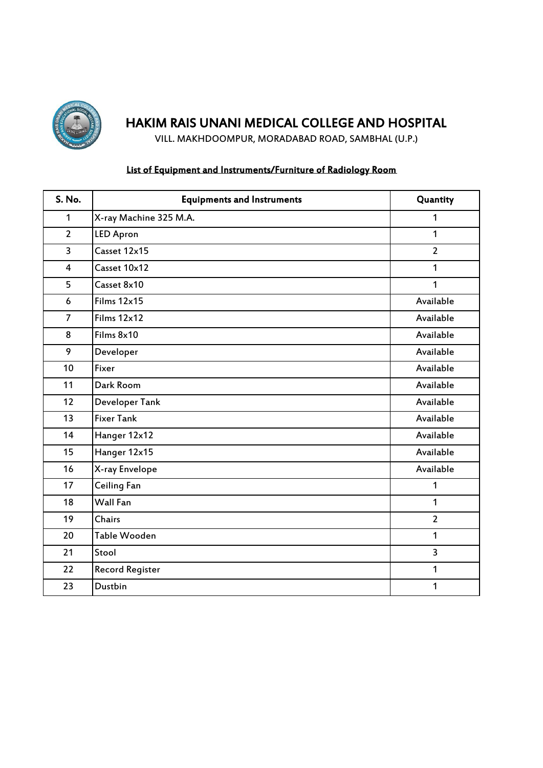# HAKIM RAIS UNANI MEDICAL COLLEGE AND HOSPITAL

VILL. MAKHDOOMPUR, MORADABAD ROAD, SAMBHAL (U.P.)

**List of Equipment and Instruments/Furniture of Radiology Room**

| S. No. | Equipments and Instruments | Quantity |
|---|---|---|
| 1 | X-ray Machine 325 M.A. | 1 |
| 2 | LED Apron | 1 |
| 3 | Casset 12x15 | 2 |
| 4 | Casset 10x12 | 1 |
| 5 | Casset 8x10 | 1 |
| 6 | Films 12x15 | Available |
| 7 | Films 12x12 | Available |
| 8 | Films 8x10 | Available |
| 9 | Developer | Available |
| 10 | Fixer | Available |
| 11 | Dark Room | Available |
| 12 | Developer Tank | Available |
| 13 | Fixer Tank | Available |
| 14 | Hanger 12x12 | Available |
| 15 | Hanger 12x15 | Available |
| 16 | X-ray Envelope | Available |
| 17 | Ceiling Fan | 1 |
| 18 | Wall Fan | 1 |
| 19 | Chairs | 2 |
| 20 | Table Wooden | 1 |
| 21 | Stool | 3 |
| 22 | Record Register | 1 |
| 23 | Dustbin | 1 |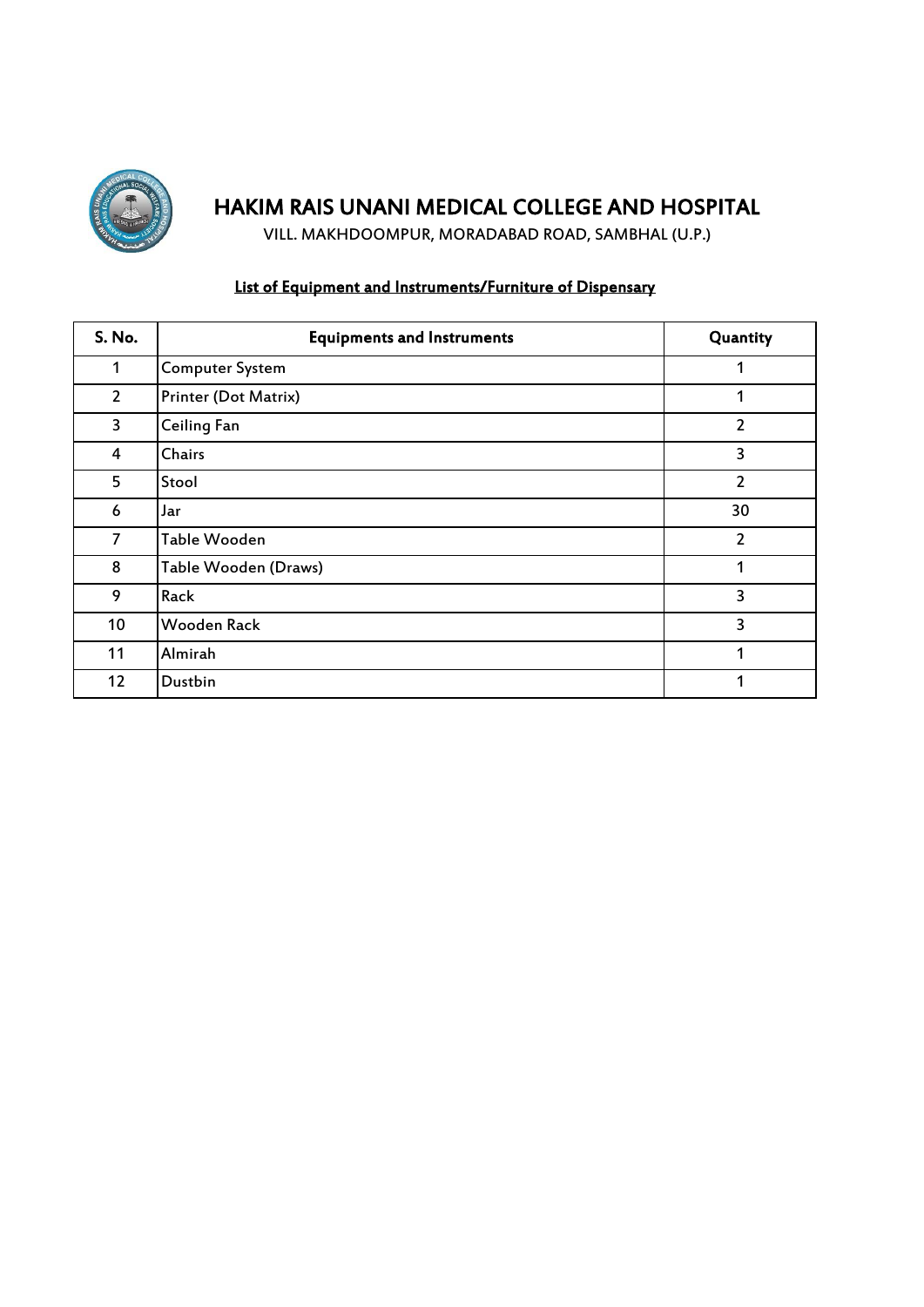# HAKIM RAIS UNANI MEDICAL COLLEGE AND HOSPITAL

VILL. MAKHDOOMPUR, MORADABAD ROAD, SAMBHAL (U.P.)

**<u>List of Equipment and Instruments/Furniture of Dispensary</u>**

| S. No. | Equipments and Instruments | Quantity |
|---|---|---|
| 1 | Computer System | 1 |
| 2 | Printer (Dot Matrix) | 1 |
| 3 | Ceiling Fan | 2 |
| 4 | Chairs | 3 |
| 5 | Stool | 2 |
| 6 | Jar | 30 |
| 7 | Table Wooden | 2 |
| 8 | Table Wooden (Draws) | 1 |
| 9 | Rack | 3 |
| 10 | Wooden Rack | 3 |
| 11 | Almirah | 1 |
| 12 | Dustbin | 1 |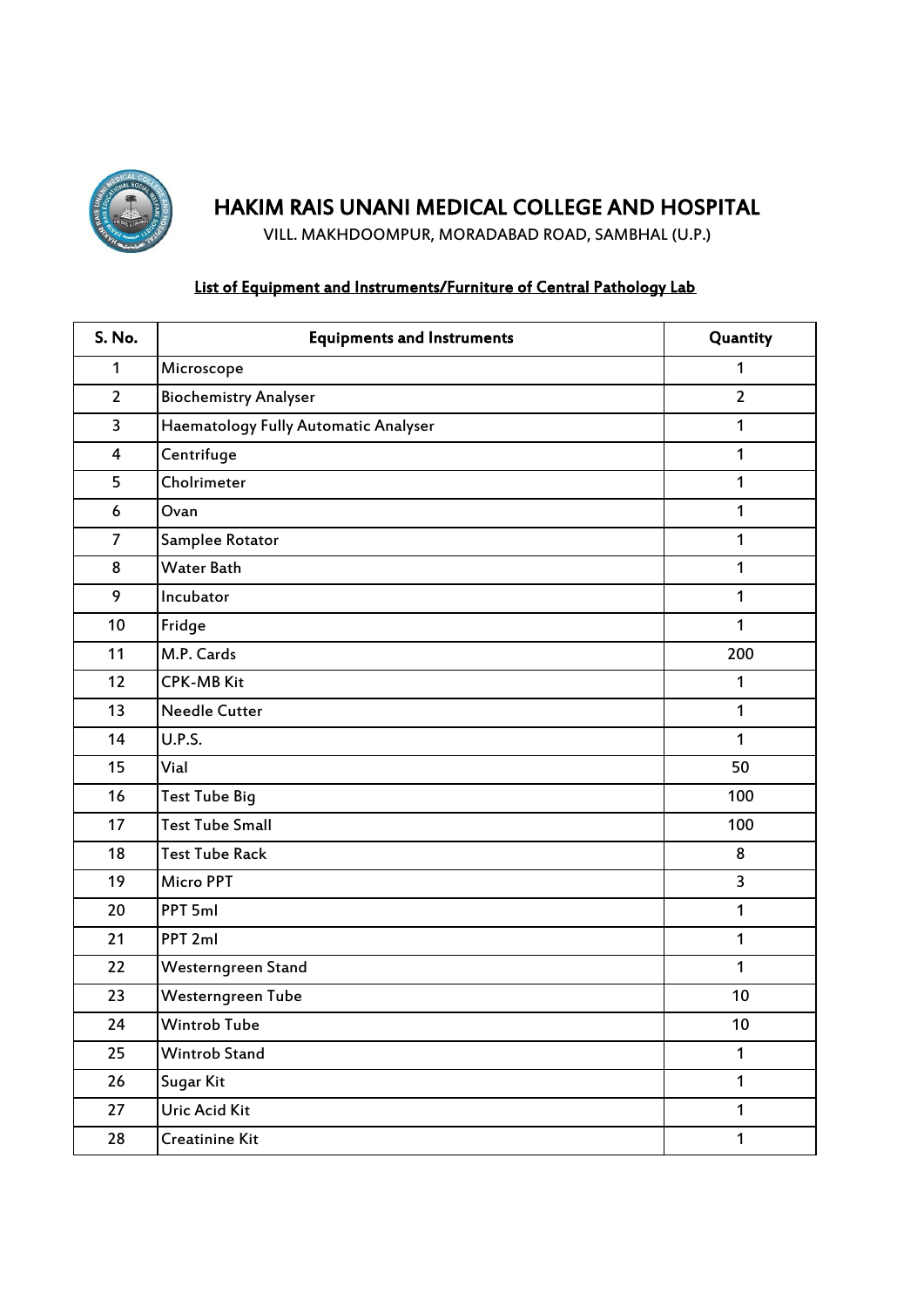# HAKIM RAIS UNANI MEDICAL COLLEGE AND HOSPITAL

VILL. MAKHDOOMPUR, MORADABAD ROAD, SAMBHAL (U.P.)

**List of Equipment and Instruments/Furniture of Central Pathology Lab**

| S. No. | Equipments and Instruments | Quantity |
|---|---|---|
| 1 | Microscope | 1 |
| 2 | Biochemistry Analyser | 2 |
| 3 | Haematology Fully Automatic Analyser | 1 |
| 4 | Centrifuge | 1 |
| 5 | Cholrimeter | 1 |
| 6 | Ovan | 1 |
| 7 | Samplee Rotator | 1 |
| 8 | Water Bath | 1 |
| 9 | Incubator | 1 |
| 10 | Fridge | 1 |
| 11 | M.P. Cards | 200 |
| 12 | CPK-MB Kit | 1 |
| 13 | Needle Cutter | 1 |
| 14 | U.P.S. | 1 |
| 15 | Vial | 50 |
| 16 | Test Tube Big | 100 |
| 17 | Test Tube Small | 100 |
| 18 | Test Tube Rack | 8 |
| 19 | Micro PPT | 3 |
| 20 | PPT 5ml | 1 |
| 21 | PPT 2ml | 1 |
| 22 | Westerngreen Stand | 1 |
| 23 | Westerngreen Tube | 10 |
| 24 | Wintrob Tube | 10 |
| 25 | Wintrob Stand | 1 |
| 26 | Sugar Kit | 1 |
| 27 | Uric Acid Kit | 1 |
| 28 | Creatinine Kit | 1 |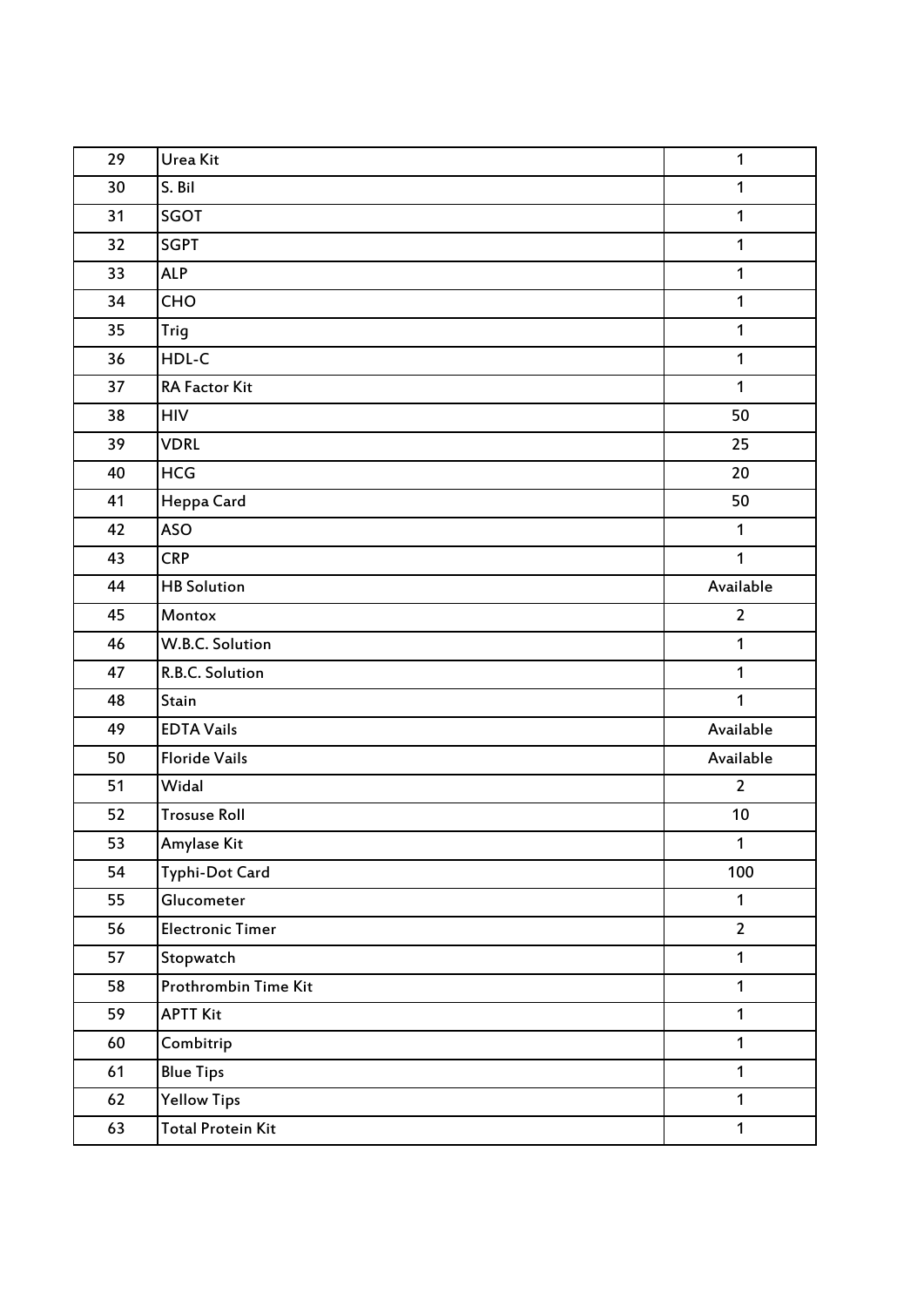| 29 | Urea Kit | 1 |
|---|---|---|
| 30 | S. Bil | 1 |
| 31 | SGOT | 1 |
| 32 | SGPT | 1 |
| 33 | ALP | 1 |
| 34 | CHO | 1 |
| 35 | Trig | 1 |
| 36 | HDL-C | 1 |
| 37 | RA Factor Kit | 1 |
| 38 | HIV | 50 |
| 39 | VDRL | 25 |
| 40 | HCG | 20 |
| 41 | Heppa Card | 50 |
| 42 | ASO | 1 |
| 43 | CRP | 1 |
| 44 | HB Solution | Available |
| 45 | Montox | 2 |
| 46 | W.B.C. Solution | 1 |
| 47 | R.B.C. Solution | 1 |
| 48 | Stain | 1 |
| 49 | EDTA Vails | Available |
| 50 | Floride Vails | Available |
| 51 | Widal | 2 |
| 52 | Trosuse Roll | 10 |
| 53 | Amylase Kit | 1 |
| 54 | Typhi-Dot Card | 100 |
| 55 | Glucometer | 1 |
| 56 | Electronic Timer | 2 |
| 57 | Stopwatch | 1 |
| 58 | Prothrombin Time Kit | 1 |
| 59 | APTT Kit | 1 |
| 60 | Combitrip | 1 |
| 61 | Blue Tips | 1 |
| 62 | Yellow Tips | 1 |
| 63 | Total Protein Kit | 1 |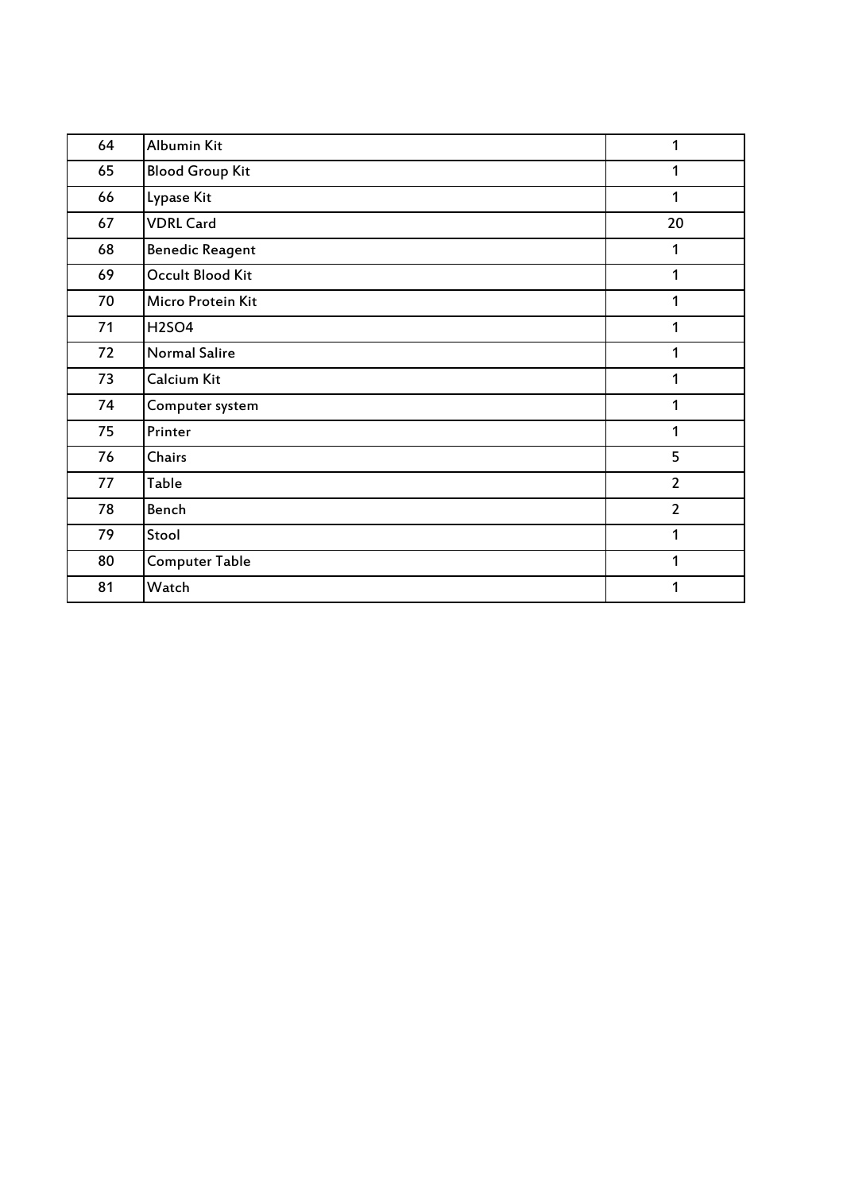| | | |
|---|---|---|
| 64 | Albumin Kit | 1 |
| 65 | Blood Group Kit | 1 |
| 66 | Lypase Kit | 1 |
| 67 | VDRL Card | 20 |
| 68 | Benedic Reagent | 1 |
| 69 | Occult Blood Kit | 1 |
| 70 | Micro Protein Kit | 1 |
| 71 | H2SO4 | 1 |
| 72 | Normal Salire | 1 |
| 73 | Calcium Kit | 1 |
| 74 | Computer system | 1 |
| 75 | Printer | 1 |
| 76 | Chairs | 5 |
| 77 | Table | 2 |
| 78 | Bench | 2 |
| 79 | Stool | 1 |
| 80 | Computer Table | 1 |
| 81 | Watch | 1 |